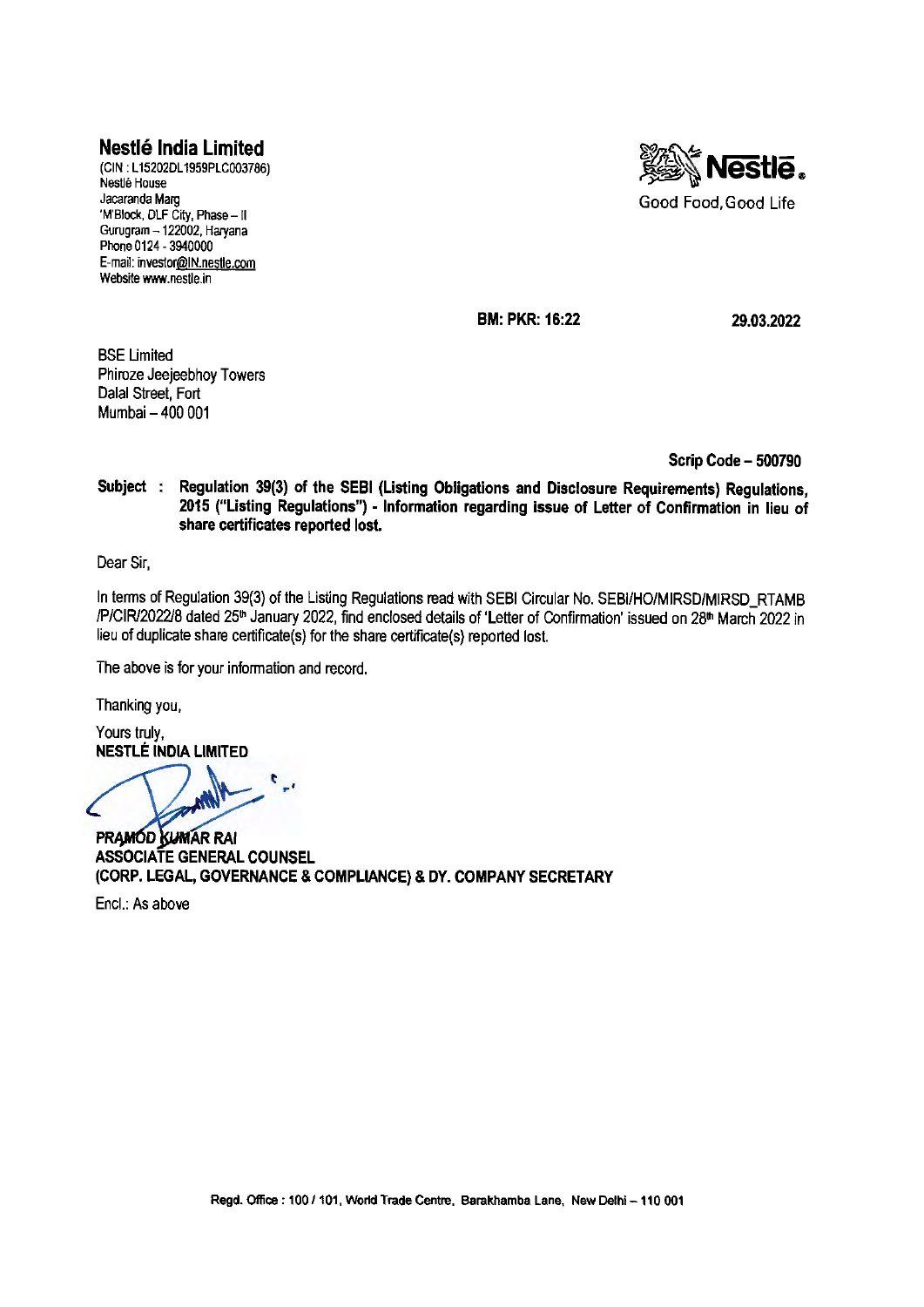**Nestlé India Limited**
(CIN : L15202DL1959PLC003786)
Nestlé House
Jacaranda Marg
'M'Block, DLF City, Phase – II
Gurugram – 122002, Haryana
Phone 0124 - 3940000
E-mail: investor@IN.nestle.com
Website www.nestle.in

Nestlé. Good Food, Good Life

**BM: PKR: 16:22** **29.03.2022**

BSE Limited
Phiroze Jeejeebhoy Towers
Dalal Street, Fort
Mumbai – 400 001

**Scrip Code – 500790**

**Subject : Regulation 39(3) of the SEBI (Listing Obligations and Disclosure Requirements) Regulations, 2015 ("Listing Regulations") - Information regarding issue of Letter of Confirmation in lieu of share certificates reported lost.**

Dear Sir,

In terms of Regulation 39(3) of the Listing Regulations read with SEBI Circular No. SEBI/HO/MIRSD/MIRSD_RTAMB/P/CIR/2022/8 dated 25th January 2022, find enclosed details of 'Letter of Confirmation' issued on 28th March 2022 in lieu of duplicate share certificate(s) for the share certificate(s) reported lost.

The above is for your information and record.

Thanking you,

Yours truly,
**NESTLÉ INDIA LIMITED**

**PRAMOD KUMAR RAI**
**ASSOCIATE GENERAL COUNSEL**
**(CORP. LEGAL, GOVERNANCE & COMPLIANCE) & DY. COMPANY SECRETARY**

Encl.: As above

Regd. Office : 100 / 101, World Trade Centre, Barakhamba Lane, New Delhi – 110 001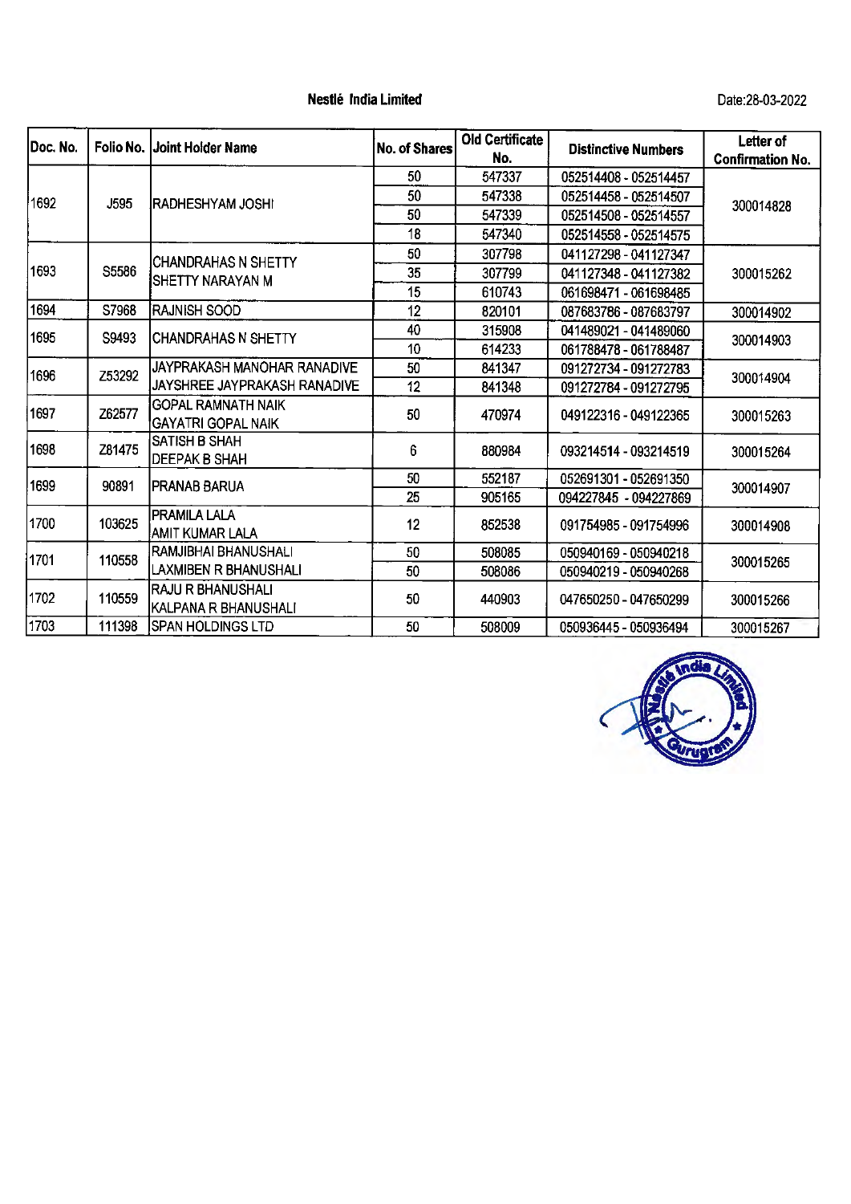**Nestlé India Limited**

Date:28-03-2022

| Doc. No. | Folio No. | Joint Holder Name | No. of Shares | Old Certificate No. | Distinctive Numbers | Letter of Confirmation No. |
|---|---|---|---|---|---|---|
| 1692 | J595 | RADHESHYAM JOSHI | 50 | 547337 | 052514408 - 052514457 | 300014828 |
| | | | 50 | 547338 | 052514458 - 052514507 | |
| | | | 50 | 547339 | 052514508 - 052514557 | |
| | | | 18 | 547340 | 052514558 - 052514575 | |
| 1693 | S5586 | CHANDRAHAS N SHETTY SHETTY NARAYAN M | 50 | 307798 | 041127298 - 041127347 | 300015262 |
| | | | 35 | 307799 | 041127348 - 041127382 | |
| | | | 15 | 610743 | 061698471 - 061698485 | |
| 1694 | S7968 | RAJNISH SOOD | 12 | 820101 | 087683786 - 087683797 | 300014902 |
| 1695 | S9493 | CHANDRAHAS N SHETTY | 40 | 315908 | 041489021 - 041489060 | 300014903 |
| | | | 10 | 614233 | 061788478 - 061788487 | |
| 1696 | Z53292 | JAYPRAKASH MANOHAR RANADIVE JAYSHREE JAYPRAKASH RANADIVE | 50 | 841347 | 091272734 - 091272783 | 300014904 |
| | | | 12 | 841348 | 091272784 - 091272795 | |
| 1697 | Z62577 | GOPAL RAMNATH NAIK GAYATRI GOPAL NAIK | 50 | 470974 | 049122316 - 049122365 | 300015263 |
| 1698 | Z81475 | SATISH B SHAH DEEPAK B SHAH | 6 | 880984 | 093214514 - 093214519 | 300015264 |
| 1699 | 90891 | PRANAB BARUA | 50 | 552187 | 052691301 - 052691350 | 300014907 |
| | | | 25 | 905165 | 094227845 - 094227869 | |
| 1700 | 103625 | PRAMILA LALA AMIT KUMAR LALA | 12 | 852538 | 091754985 - 091754996 | 300014908 |
| 1701 | 110558 | RAMJIBHAI BHANUSHALI LAXMIBEN R BHANUSHALI | 50 | 508085 | 050940169 - 050940218 | 300015265 |
| | | | 50 | 508086 | 050940219 - 050940268 | |
| 1702 | 110559 | RAJU R BHANUSHALI KALPANA R BHANUSHALI | 50 | 440903 | 047650250 - 047650299 | 300015266 |
| 1703 | 111398 | SPAN HOLDINGS LTD | 50 | 508009 | 050936445 - 050936494 | 300015267 |